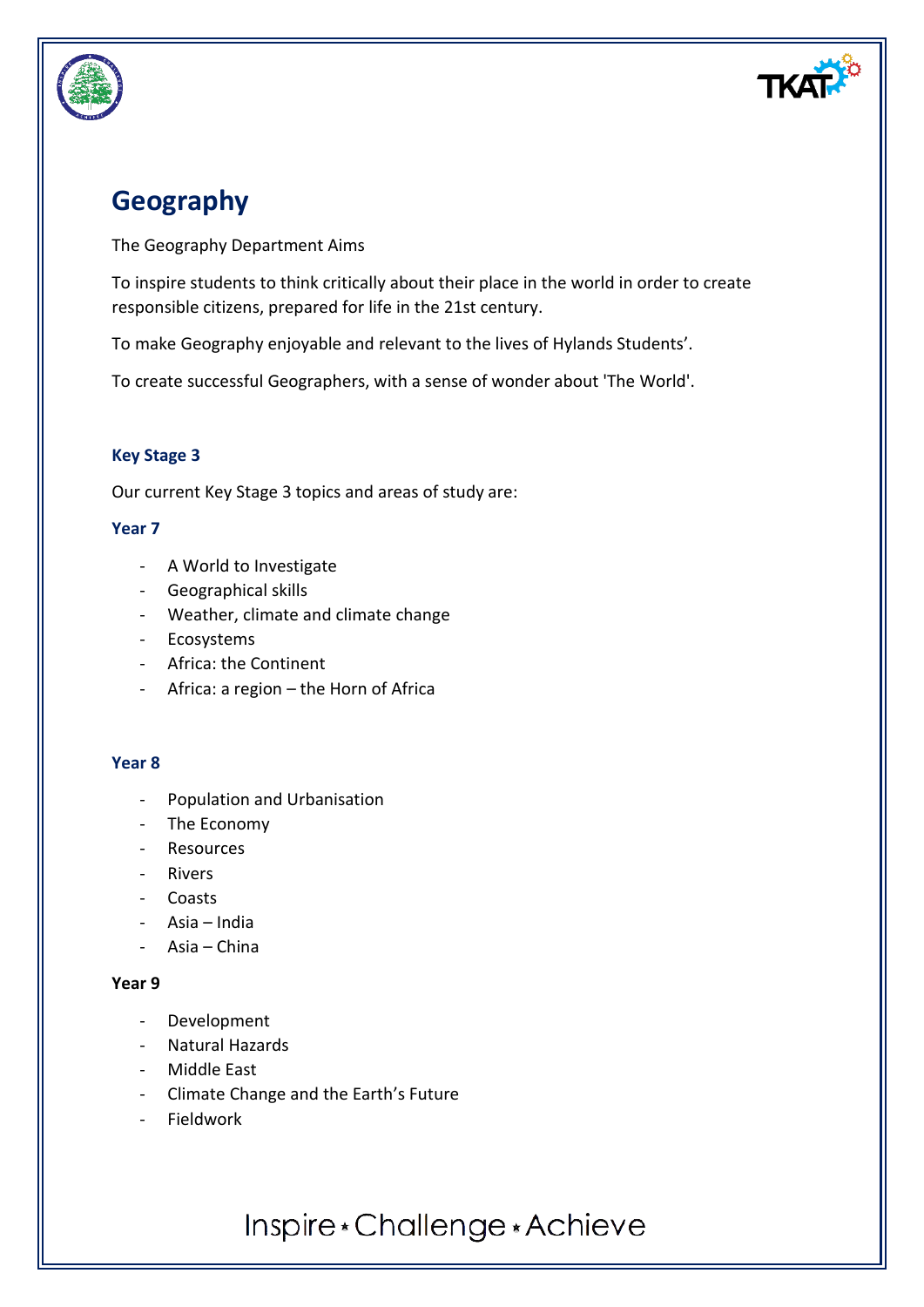# Geography

The Geography Department Aims

To inspire students to think critically about their place in the world in order to create responsible citizens, prepared for life in the 21st century.

To make Geography enjoyable and relevant to the lives of Hylands Students'.

To create successful Geographers, with a sense of wonder about 'The World'.

### Key Stage 3

Our current Key Stage 3 topics and areas of study are:

#### Year 7

- A World to Investigate
- Geographical skills
- Weather, climate and climate change
- Ecosystems
- Africa: the Continent
- Africa: a region – the Horn of Africa

#### Year 8

- Population and Urbanisation
- The Economy
- Resources
- Rivers
- Coasts
- Asia – India
- Asia – China

#### Year 9

- Development
- Natural Hazards
- Middle East
- Climate Change and the Earth's Future
- Fieldwork

Inspire • Challenge • Achieve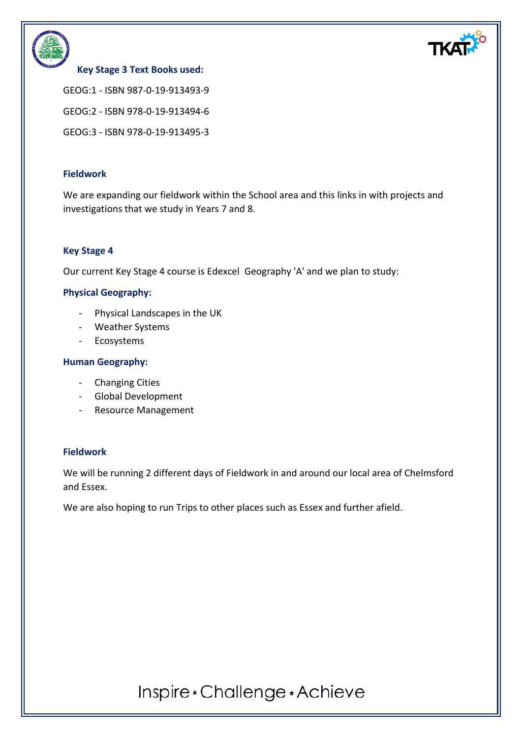### Key Stage 3 Text Books used:

GEOG:1 - ISBN 987-0-19-913493-9

GEOG:2 - ISBN 978-0-19-913494-6

GEOG:3 - ISBN 978-0-19-913495-3

### Fieldwork

We are expanding our fieldwork within the School area and this links in with projects and investigations that we study in Years 7 and 8.

### Key Stage 4

Our current Key Stage 4 course is Edexcel Geography 'A' and we plan to study:

#### Physical Geography:

- Physical Landscapes in the UK
- Weather Systems
- Ecosystems

#### Human Geography:

- Changing Cities
- Global Development
- Resource Management

### Fieldwork

We will be running 2 different days of Fieldwork in and around our local area of Chelmsford and Essex.

We are also hoping to run Trips to other places such as Essex and further afield.

Inspire • Challenge • Achieve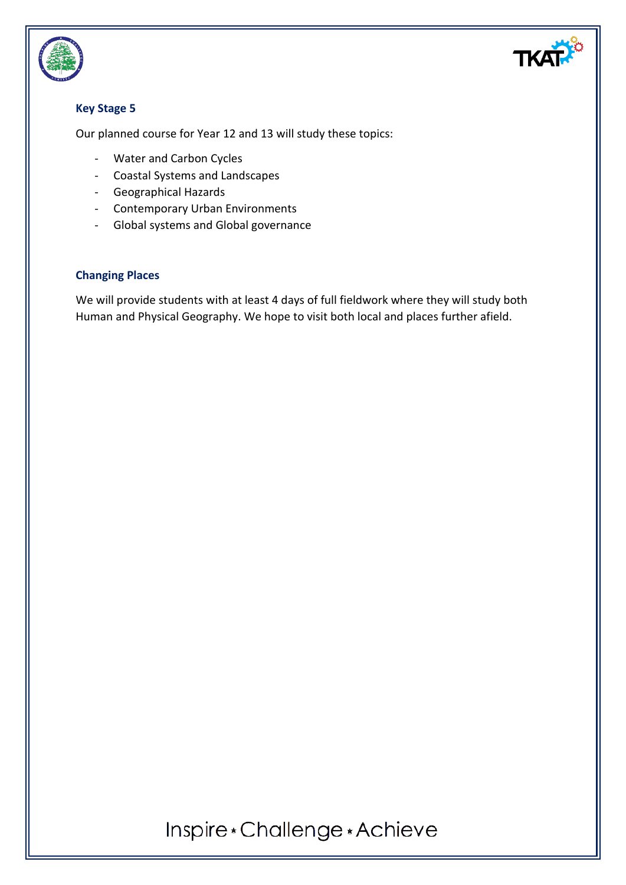### Key Stage 5

Our planned course for Year 12 and 13 will study these topics:

- Water and Carbon Cycles
- Coastal Systems and Landscapes
- Geographical Hazards
- Contemporary Urban Environments
- Global systems and Global governance

### Changing Places

We will provide students with at least 4 days of full fieldwork where they will study both Human and Physical Geography. We hope to visit both local and places further afield.